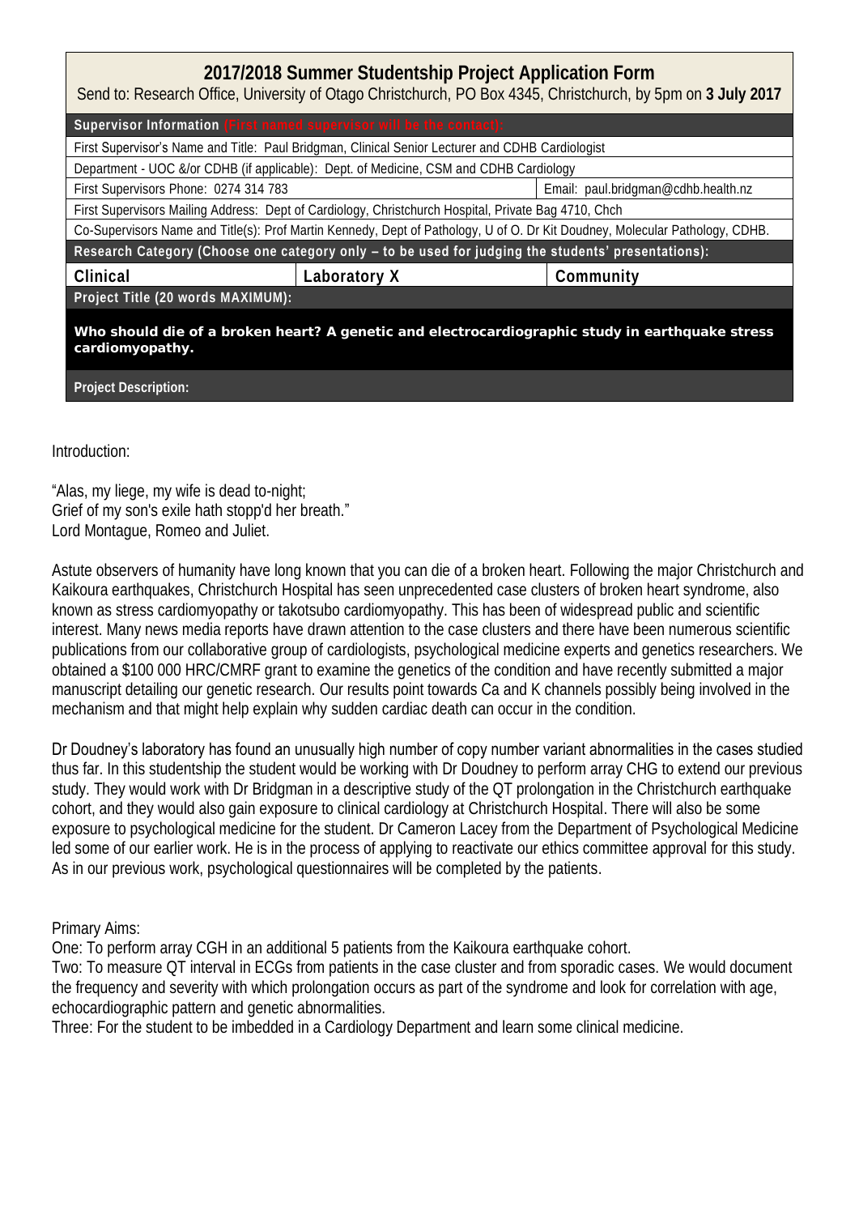# 2017/2018 Summer Studentship Project Application Form

Send to: Research Office, University of Otago Christchurch, PO Box 4345, Christchurch, by 5pm on **3 July 2017**

| **Supervisor Information** (First named supervisor will be the contact): | | |
|---|---|---|
| First Supervisor's Name and Title: Paul Bridgman, Clinical Senior Lecturer and CDHB Cardiologist | | |
| Department - UOC &/or CDHB (if applicable): Dept. of Medicine, CSM and CDHB Cardiology | | |
| First Supervisors Phone: 0274 314 783 | | Email: paul.bridgman@cdhb.health.nz |
| First Supervisors Mailing Address: Dept of Cardiology, Christchurch Hospital, Private Bag 4710, Chch | | |
| Co-Supervisors Name and Title(s): Prof Martin Kennedy, Dept of Pathology, U of O. Dr Kit Doudney, Molecular Pathology, CDHB. | | |
| **Research Category (Choose one category only – to be used for judging the students' presentations):** | | |
| **Clinical** | **Laboratory X** | **Community** |
| **Project Title (20 words MAXIMUM):** | | |
| **Who should die of a broken heart? A genetic and electrocardiographic study in earthquake stress cardiomyopathy.** | | |
| **Project Description:** | | |

Introduction:

"Alas, my liege, my wife is dead to-night;
Grief of my son's exile hath stopp'd her breath."
Lord Montague, Romeo and Juliet.

Astute observers of humanity have long known that you can die of a broken heart. Following the major Christchurch and Kaikoura earthquakes, Christchurch Hospital has seen unprecedented case clusters of broken heart syndrome, also known as stress cardiomyopathy or takotsubo cardiomyopathy. This has been of widespread public and scientific interest. Many news media reports have drawn attention to the case clusters and there have been numerous scientific publications from our collaborative group of cardiologists, psychological medicine experts and genetics researchers. We obtained a $100 000 HRC/CMRF grant to examine the genetics of the condition and have recently submitted a major manuscript detailing our genetic research. Our results point towards Ca and K channels possibly being involved in the mechanism and that might help explain why sudden cardiac death can occur in the condition.

Dr Doudney's laboratory has found an unusually high number of copy number variant abnormalities in the cases studied thus far. In this studentship the student would be working with Dr Doudney to perform array CHG to extend our previous study. They would work with Dr Bridgman in a descriptive study of the QT prolongation in the Christchurch earthquake cohort, and they would also gain exposure to clinical cardiology at Christchurch Hospital. There will also be some exposure to psychological medicine for the student. Dr Cameron Lacey from the Department of Psychological Medicine led some of our earlier work. He is in the process of applying to reactivate our ethics committee approval for this study. As in our previous work, psychological questionnaires will be completed by the patients.

Primary Aims:

One: To perform array CGH in an additional 5 patients from the Kaikoura earthquake cohort.

Two: To measure QT interval in ECGs from patients in the case cluster and from sporadic cases. We would document the frequency and severity with which prolongation occurs as part of the syndrome and look for correlation with age, echocardiographic pattern and genetic abnormalities.

Three: For the student to be imbedded in a Cardiology Department and learn some clinical medicine.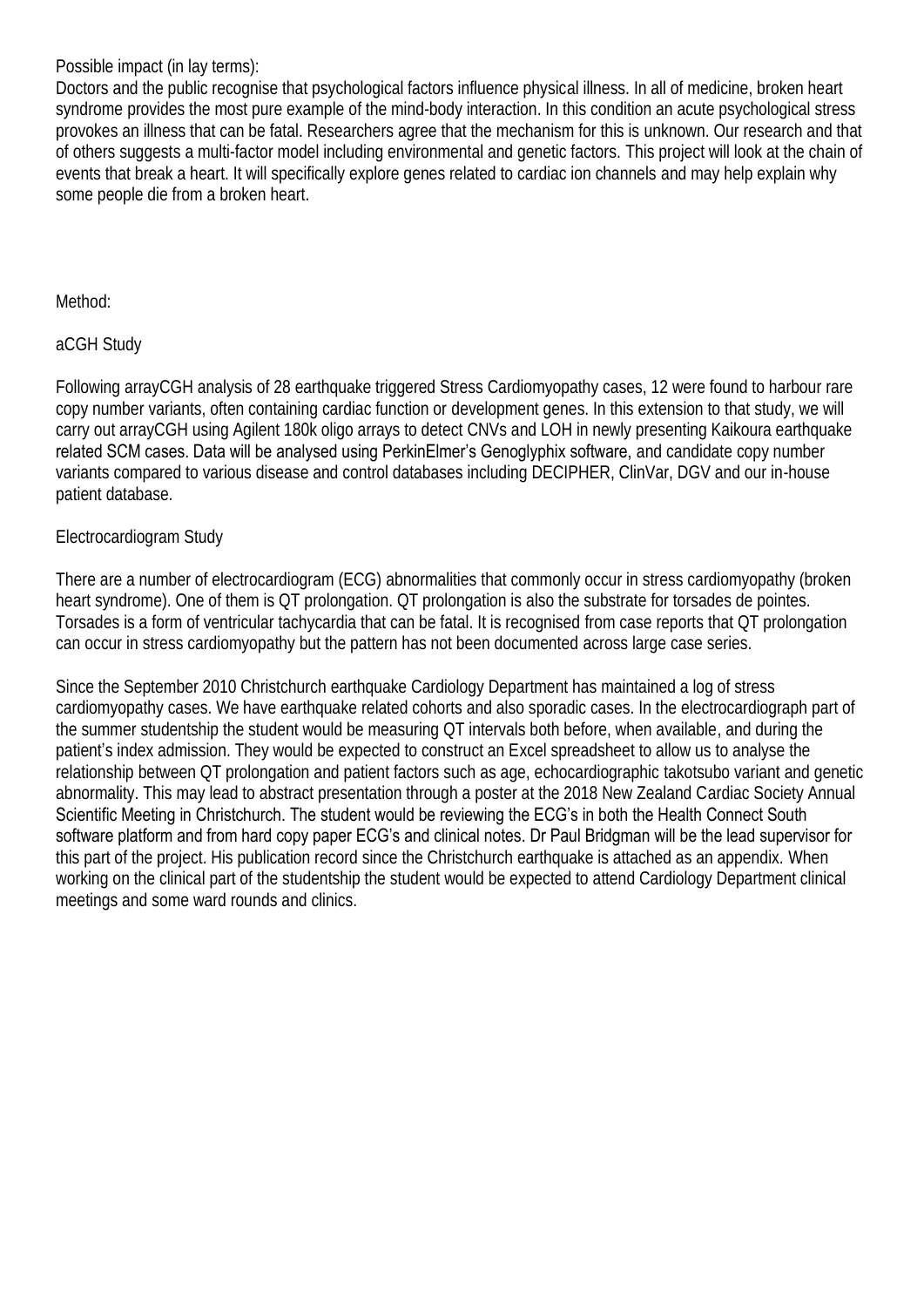Possible impact (in lay terms):
Doctors and the public recognise that psychological factors influence physical illness. In all of medicine, broken heart syndrome provides the most pure example of the mind-body interaction. In this condition an acute psychological stress provokes an illness that can be fatal. Researchers agree that the mechanism for this is unknown. Our research and that of others suggests a multi-factor model including environmental and genetic factors. This project will look at the chain of events that break a heart. It will specifically explore genes related to cardiac ion channels and may help explain why some people die from a broken heart.

Method:

aCGH Study

Following arrayCGH analysis of 28 earthquake triggered Stress Cardiomyopathy cases, 12 were found to harbour rare copy number variants, often containing cardiac function or development genes. In this extension to that study, we will carry out arrayCGH using Agilent 180k oligo arrays to detect CNVs and LOH in newly presenting Kaikoura earthquake related SCM cases. Data will be analysed using PerkinElmer's Genoglyphix software, and candidate copy number variants compared to various disease and control databases including DECIPHER, ClinVar, DGV and our in-house patient database.

Electrocardiogram Study

There are a number of electrocardiogram (ECG) abnormalities that commonly occur in stress cardiomyopathy (broken heart syndrome). One of them is QT prolongation. QT prolongation is also the substrate for torsades de pointes. Torsades is a form of ventricular tachycardia that can be fatal. It is recognised from case reports that QT prolongation can occur in stress cardiomyopathy but the pattern has not been documented across large case series.

Since the September 2010 Christchurch earthquake Cardiology Department has maintained a log of stress cardiomyopathy cases. We have earthquake related cohorts and also sporadic cases. In the electrocardiograph part of the summer studentship the student would be measuring QT intervals both before, when available, and during the patient's index admission. They would be expected to construct an Excel spreadsheet to allow us to analyse the relationship between QT prolongation and patient factors such as age, echocardiographic takotsubo variant and genetic abnormality. This may lead to abstract presentation through a poster at the 2018 New Zealand Cardiac Society Annual Scientific Meeting in Christchurch. The student would be reviewing the ECG's in both the Health Connect South software platform and from hard copy paper ECG's and clinical notes. Dr Paul Bridgman will be the lead supervisor for this part of the project. His publication record since the Christchurch earthquake is attached as an appendix. When working on the clinical part of the studentship the student would be expected to attend Cardiology Department clinical meetings and some ward rounds and clinics.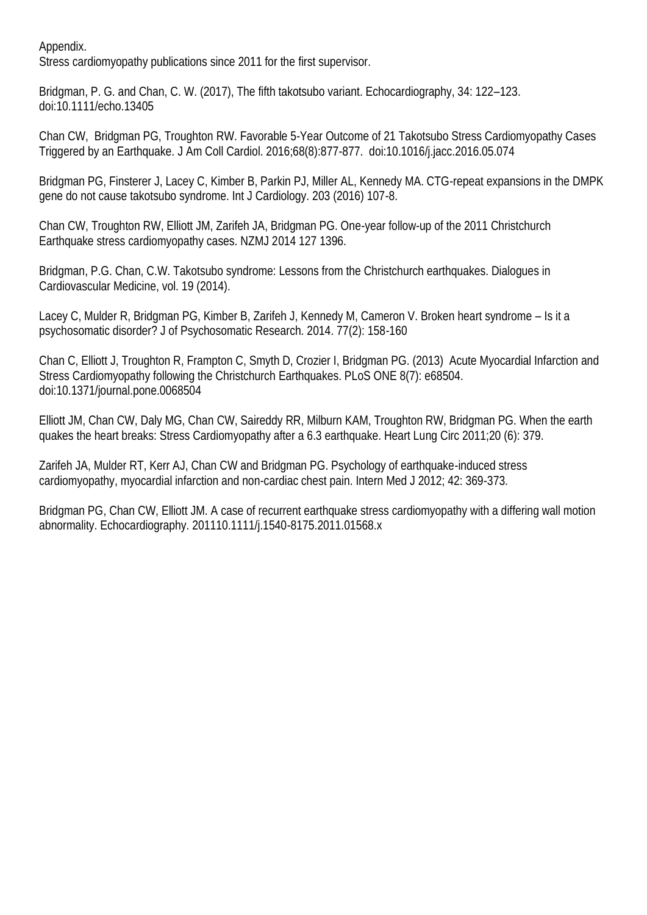Appendix.
Stress cardiomyopathy publications since 2011 for the first supervisor.

Bridgman, P. G. and Chan, C. W. (2017), The fifth takotsubo variant. Echocardiography, 34: 122–123. doi:10.1111/echo.13405

Chan CW, Bridgman PG, Troughton RW. Favorable 5-Year Outcome of 21 Takotsubo Stress Cardiomyopathy Cases Triggered by an Earthquake. J Am Coll Cardiol. 2016;68(8):877-877. doi:10.1016/j.jacc.2016.05.074

Bridgman PG, Finsterer J, Lacey C, Kimber B, Parkin PJ, Miller AL, Kennedy MA. CTG-repeat expansions in the DMPK gene do not cause takotsubo syndrome. Int J Cardiology. 203 (2016) 107-8.

Chan CW, Troughton RW, Elliott JM, Zarifeh JA, Bridgman PG. One-year follow-up of the 2011 Christchurch Earthquake stress cardiomyopathy cases. NZMJ 2014 127 1396.

Bridgman, P.G. Chan, C.W. Takotsubo syndrome: Lessons from the Christchurch earthquakes. Dialogues in Cardiovascular Medicine, vol. 19 (2014).

Lacey C, Mulder R, Bridgman PG, Kimber B, Zarifeh J, Kennedy M, Cameron V. Broken heart syndrome – Is it a psychosomatic disorder? J of Psychosomatic Research. 2014. 77(2): 158-160

Chan C, Elliott J, Troughton R, Frampton C, Smyth D, Crozier I, Bridgman PG. (2013) Acute Myocardial Infarction and Stress Cardiomyopathy following the Christchurch Earthquakes. PLoS ONE 8(7): e68504. doi:10.1371/journal.pone.0068504

Elliott JM, Chan CW, Daly MG, Chan CW, Saireddy RR, Milburn KAM, Troughton RW, Bridgman PG. When the earth quakes the heart breaks: Stress Cardiomyopathy after a 6.3 earthquake. Heart Lung Circ 2011;20 (6): 379.

Zarifeh JA, Mulder RT, Kerr AJ, Chan CW and Bridgman PG. Psychology of earthquake-induced stress cardiomyopathy, myocardial infarction and non-cardiac chest pain. Intern Med J 2012; 42: 369-373.

Bridgman PG, Chan CW, Elliott JM. A case of recurrent earthquake stress cardiomyopathy with a differing wall motion abnormality. Echocardiography. 201110.1111/j.1540-8175.2011.01568.x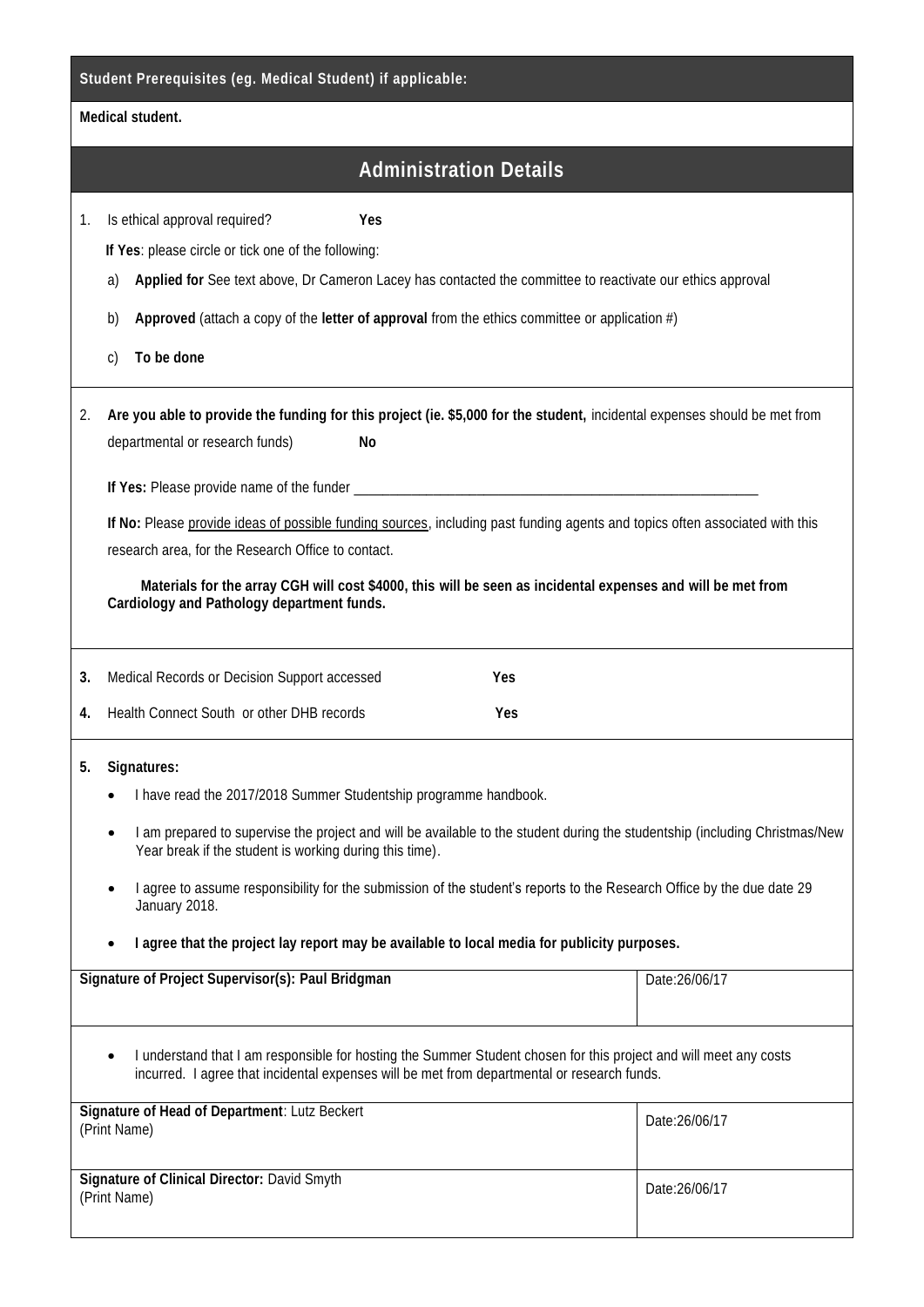**Student Prerequisites (eg. Medical Student) if applicable:**

**Medical student.**

## Administration Details

1. Is ethical approval required? **Yes**

   **If Yes**: please circle or tick one of the following:

   a) **Applied for** See text above, Dr Cameron Lacey has contacted the committee to reactivate our ethics approval

   b) **Approved** (attach a copy of the **letter of approval** from the ethics committee or application #)

   c) **To be done**

2. **Are you able to provide the funding for this project (ie. $5,000 for the student,** incidental expenses should be met from departmental or research funds) **No**

   **If Yes:** Please provide name of the funder ___________________________________________________________

   **If No:** Please provide ideas of possible funding sources, including past funding agents and topics often associated with this research area, for the Research Office to contact.

   **Materials for the array CGH will cost $4000, this will be seen as incidental expenses and will be met from Cardiology and Pathology department funds.**

3. Medical Records or Decision Support accessed **Yes**

4. Health Connect South or other DHB records **Yes**

5. **Signatures:**

   - I have read the 2017/2018 Summer Studentship programme handbook.
   - I am prepared to supervise the project and will be available to the student during the studentship (including Christmas/New Year break if the student is working during this time).
   - I agree to assume responsibility for the submission of the student's reports to the Research Office by the due date 29 January 2018.
   - **I agree that the project lay report may be available to local media for publicity purposes.**

| | |
|---|---|
| **Signature of Project Supervisor(s): Paul Bridgman** | Date:26/06/17 |

- I understand that I am responsible for hosting the Summer Student chosen for this project and will meet any costs incurred. I agree that incidental expenses will be met from departmental or research funds.

| | |
|---|---|
| **Signature of Head of Department**: Lutz Beckert<br>(Print Name) | Date:26/06/17 |
| **Signature of Clinical Director:** David Smyth<br>(Print Name) | Date:26/06/17 |